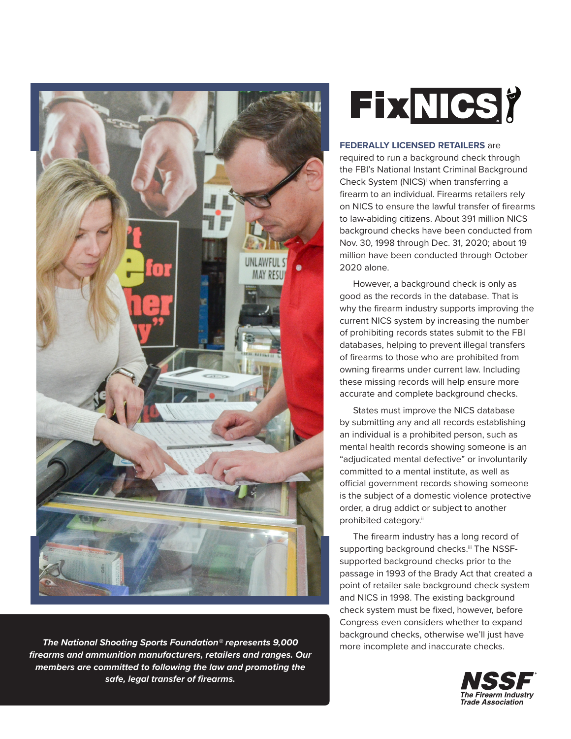# FixNICS

**FEDERALLY LICENSED RETAILERS** are required to run a background check through the FBI's National Instant Criminal Background Check System (NICS)[i] when transferring a firearm to an individual. Firearms retailers rely on NICS to ensure the lawful transfer of firearms to law-abiding citizens. About 391 million NICS background checks have been conducted from Nov. 30, 1998 through Dec. 31, 2020; about 19 million have been conducted through October 2020 alone.

However, a background check is only as good as the records in the database. That is why the firearm industry supports improving the current NICS system by increasing the number of prohibiting records states submit to the FBI databases, helping to prevent illegal transfers of firearms to those who are prohibited from owning firearms under current law. Including these missing records will help ensure more accurate and complete background checks.

States must improve the NICS database by submitting any and all records establishing an individual is a prohibited person, such as mental health records showing someone is an "adjudicated mental defective" or involuntarily committed to a mental institute, as well as official government records showing someone is the subject of a domestic violence protective order, a drug addict or subject to another prohibited category.[ii]

The firearm industry has a long record of supporting background checks.[iii] The NSSF-supported background checks prior to the passage in 1993 of the Brady Act that created a point of retailer sale background check system and NICS in 1998. The existing background check system must be fixed, however, before Congress even considers whether to expand background checks, otherwise we'll just have more incomplete and inaccurate checks.

***The National Shooting Sports Foundation® represents 9,000 firearms and ammunition manufacturers, retailers and ranges. Our members are committed to following the law and promoting the safe, legal transfer of firearms.***

**NSSF®**
*The Firearm Industry Trade Association*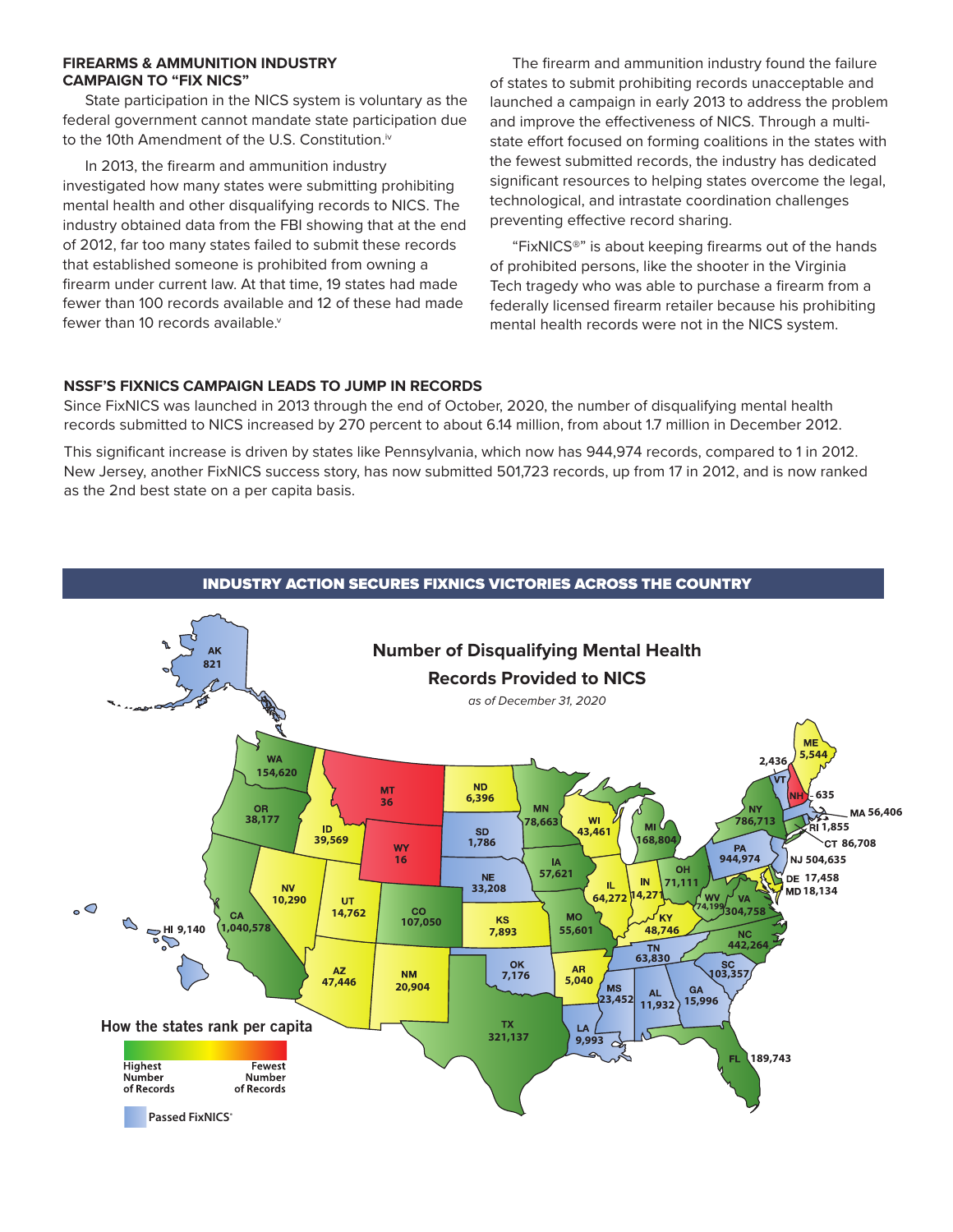### FIREARMS & AMMUNITION INDUSTRY CAMPAIGN TO "FIX NICS"

State participation in the NICS system is voluntary as the federal government cannot mandate state participation due to the 10th Amendment of the U.S. Constitution.[iv]

In 2013, the firearm and ammunition industry investigated how many states were submitting prohibiting mental health and other disqualifying records to NICS. The industry obtained data from the FBI showing that at the end of 2012, far too many states failed to submit these records that established someone is prohibited from owning a firearm under current law. At that time, 19 states had made fewer than 100 records available and 12 of these had made fewer than 10 records available.[v]

The firearm and ammunition industry found the failure of states to submit prohibiting records unacceptable and launched a campaign in early 2013 to address the problem and improve the effectiveness of NICS. Through a multi-state effort focused on forming coalitions in the states with the fewest submitted records, the industry has dedicated significant resources to helping states overcome the legal, technological, and intrastate coordination challenges preventing effective record sharing.

"FixNICS®" is about keeping firearms out of the hands of prohibited persons, like the shooter in the Virginia Tech tragedy who was able to purchase a firearm from a federally licensed firearm retailer because his prohibiting mental health records were not in the NICS system.

### NSSF'S FIXNICS CAMPAIGN LEADS TO JUMP IN RECORDS

Since FixNICS was launched in 2013 through the end of October, 2020, the number of disqualifying mental health records submitted to NICS increased by 270 percent to about 6.14 million, from about 1.7 million in December 2012.

This significant increase is driven by states like Pennsylvania, which now has 944,974 records, compared to 1 in 2012. New Jersey, another FixNICS success story, has now submitted 501,723 records, up from 17 in 2012, and is now ranked as the 2nd best state on a per capita basis.

**INDUSTRY ACTION SECURES FIXNICS VICTORIES ACROSS THE COUNTRY**

**Number of Disqualifying Mental Health Records Provided to NICS**

*as of December 31, 2020*

AK 821
WA 154,620
OR 38,177
CA 1,040,578
HI 9,140
ID 39,569
NV 10,290
UT 14,762
AZ 47,446
MT 36
WY 16
CO 107,050
NM 20,904
ND 6,396
SD 1,786
NE 33,208
KS 7,893
OK 7,176
TX 321,137
MN 78,663
IA 57,621
MO 55,601
AR 5,040
LA 9,993
WI 43,461
IL 64,272
MI 168,804
IN 14,271
OH 71,111
KY 48,746
TN 63,830
MS 23,452
AL 11,932
GA 15,996
FL 189,743
SC 103,357
NC 442,264
VA 304,758
WV 74,199
PA 944,974
NY 786,713
ME 5,544
VT 2,436
NH 635
MA 56,406
RI 1,855
CT 86,708
NJ 504,635
DE 17,458
MD 18,134

How the states rank per capita

Highest Number of Records
Fewest Number of Records

Passed FixNICS®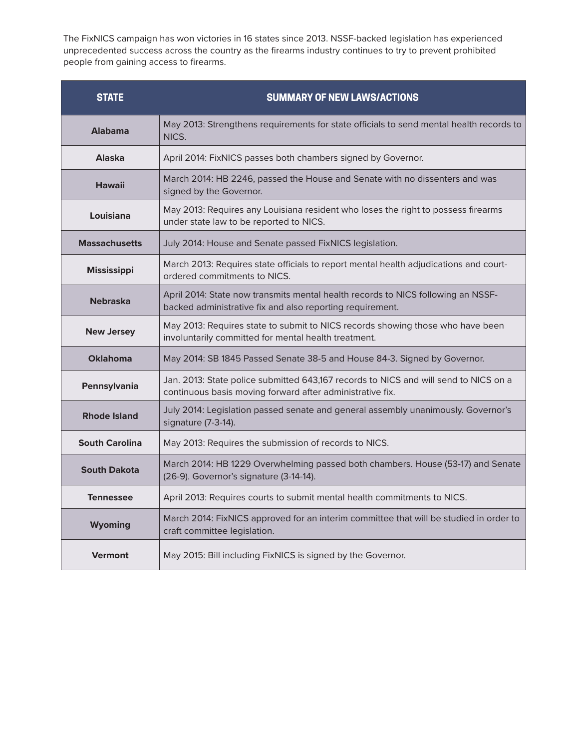The FixNICS campaign has won victories in 16 states since 2013. NSSF-backed legislation has experienced unprecedented success across the country as the firearms industry continues to try to prevent prohibited people from gaining access to firearms.

| STATE | SUMMARY OF NEW LAWS/ACTIONS |
|---|---|
| **Alabama** | May 2013: Strengthens requirements for state officials to send mental health records to NICS. |
| **Alaska** | April 2014: FixNICS passes both chambers signed by Governor. |
| **Hawaii** | March 2014: HB 2246, passed the House and Senate with no dissenters and was signed by the Governor. |
| **Louisiana** | May 2013: Requires any Louisiana resident who loses the right to possess firearms under state law to be reported to NICS. |
| **Massachusetts** | July 2014: House and Senate passed FixNICS legislation. |
| **Mississippi** | March 2013: Requires state officials to report mental health adjudications and court-ordered commitments to NICS. |
| **Nebraska** | April 2014: State now transmits mental health records to NICS following an NSSF-backed administrative fix and also reporting requirement. |
| **New Jersey** | May 2013: Requires state to submit to NICS records showing those who have been involuntarily committed for mental health treatment. |
| **Oklahoma** | May 2014: SB 1845 Passed Senate 38-5 and House 84-3. Signed by Governor. |
| **Pennsylvania** | Jan. 2013: State police submitted 643,167 records to NICS and will send to NICS on a continuous basis moving forward after administrative fix. |
| **Rhode Island** | July 2014: Legislation passed senate and general assembly unanimously. Governor's signature (7-3-14). |
| **South Carolina** | May 2013: Requires the submission of records to NICS. |
| **South Dakota** | March 2014: HB 1229 Overwhelming passed both chambers. House (53-17) and Senate (26-9). Governor's signature (3-14-14). |
| **Tennessee** | April 2013: Requires courts to submit mental health commitments to NICS. |
| **Wyoming** | March 2014: FixNICS approved for an interim committee that will be studied in order to craft committee legislation. |
| **Vermont** | May 2015: Bill including FixNICS is signed by the Governor. |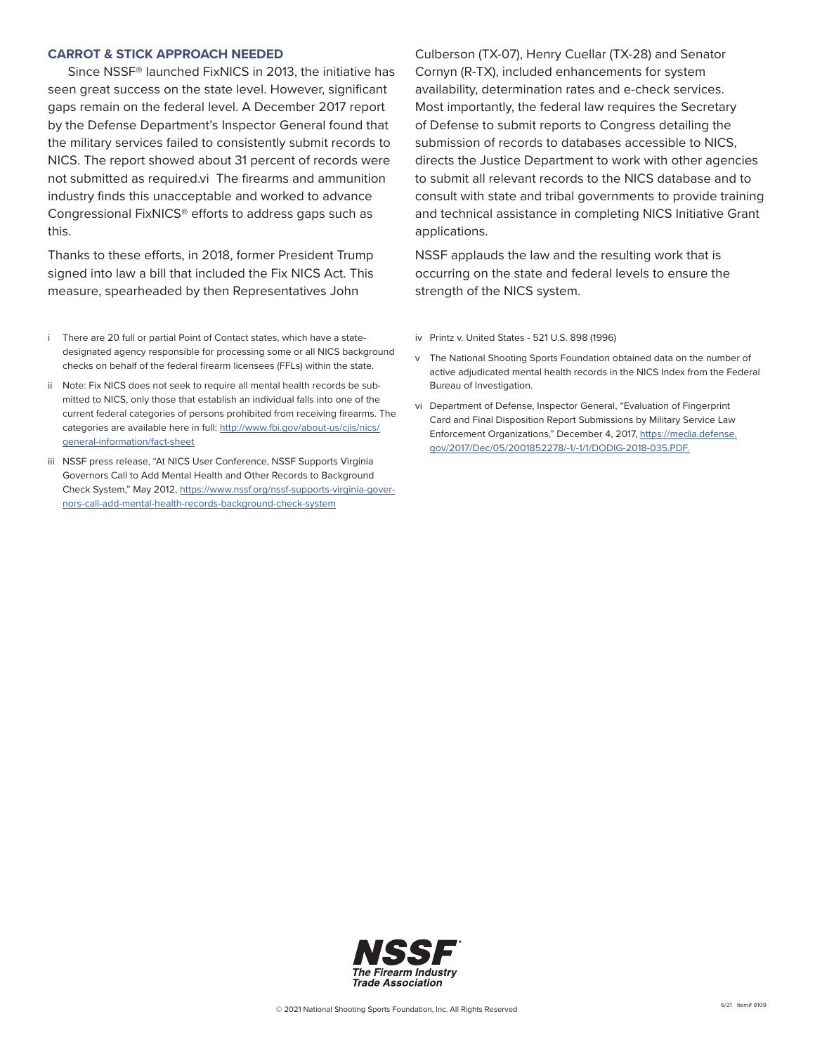## CARROT & STICK APPROACH NEEDED

Since NSSF® launched FixNICS in 2013, the initiative has seen great success on the state level. However, significant gaps remain on the federal level. A December 2017 report by the Defense Department's Inspector General found that the military services failed to consistently submit records to NICS. The report showed about 31 percent of records were not submitted as required.vi The firearms and ammunition industry finds this unacceptable and worked to advance Congressional FixNICS® efforts to address gaps such as this.

Thanks to these efforts, in 2018, former President Trump signed into law a bill that included the Fix NICS Act. This measure, spearheaded by then Representatives John Culberson (TX-07), Henry Cuellar (TX-28) and Senator Cornyn (R-TX), included enhancements for system availability, determination rates and e-check services. Most importantly, the federal law requires the Secretary of Defense to submit reports to Congress detailing the submission of records to databases accessible to NICS, directs the Justice Department to work with other agencies to submit all relevant records to the NICS database and to consult with state and tribal governments to provide training and technical assistance in completing NICS Initiative Grant applications.

NSSF applauds the law and the resulting work that is occurring on the state and federal levels to ensure the strength of the NICS system.

i There are 20 full or partial Point of Contact states, which have a state-designated agency responsible for processing some or all NICS background checks on behalf of the federal firearm licensees (FFLs) within the state.

ii Note: Fix NICS does not seek to require all mental health records be submitted to NICS, only those that establish an individual falls into one of the current federal categories of persons prohibited from receiving firearms. The categories are available here in full: http://www.fbi.gov/about-us/cjis/nics/general-information/fact-sheet

iii NSSF press release, "At NICS User Conference, NSSF Supports Virginia Governors Call to Add Mental Health and Other Records to Background Check System," May 2012, https://www.nssf.org/nssf-supports-virginia-governors-call-add-mental-health-records-background-check-system

iv Printz v. United States - 521 U.S. 898 (1996)

v The National Shooting Sports Foundation obtained data on the number of active adjudicated mental health records in the NICS Index from the Federal Bureau of Investigation.

vi Department of Defense, Inspector General, "Evaluation of Fingerprint Card and Final Disposition Report Submissions by Military Service Law Enforcement Organizations," December 4, 2017, https://media.defense.gov/2017/Dec/05/2001852278/-1/-1/1/DODIG-2018-035.PDF.

NSSF®
The Firearm Industry Trade Association

© 2021 National Shooting Sports Foundation, Inc. All Rights Reserved

6/21 Item# 9109